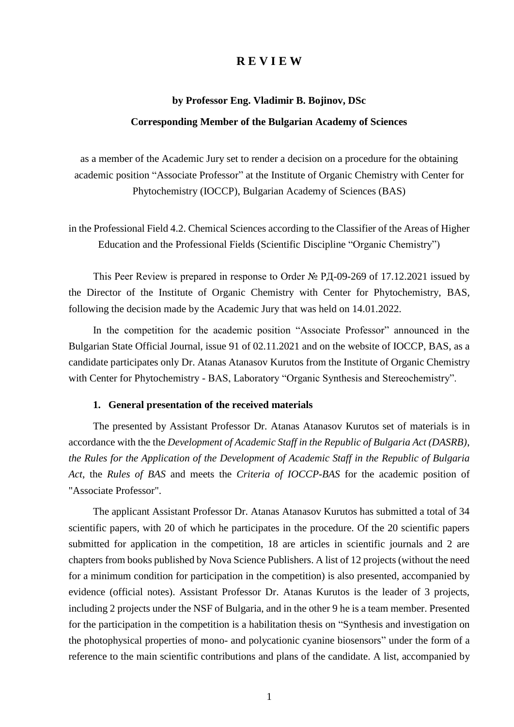# R E V I E W

**by Professor Eng. Vladimir B. Bojinov, DSc**

**Corresponding Member of the Bulgarian Academy of Sciences**

as a member of the Academic Jury set to render a decision on a procedure for the obtaining academic position "Associate Professor" at the Institute of Organic Chemistry with Center for Phytochemistry (IOCCP), Bulgarian Academy of Sciences (BAS)

in the Professional Field 4.2. Chemical Sciences according to the Classifier of the Areas of Higher Education and the Professional Fields (Scientific Discipline "Organic Chemistry")

This Peer Review is prepared in response to Order № РД-09-269 of 17.12.2021 issued by the Director of the Institute of Organic Chemistry with Center for Phytochemistry, BAS, following the decision made by the Academic Jury that was held on 14.01.2022.

In the competition for the academic position "Associate Professor" announced in the Bulgarian State Official Journal, issue 91 of 02.11.2021 and on the website of IOCCP, BAS, as a candidate participates only Dr. Atanas Atanasov Kurutos from the Institute of Organic Chemistry with Center for Phytochemistry - BAS, Laboratory "Organic Synthesis and Stereochemistry".

## 1. General presentation of the received materials

The presented by Assistant Professor Dr. Atanas Atanasov Kurutos set of materials is in accordance with the the *Development of Academic Staff in the Republic of Bulgaria Act (DASRB)*, *the Rules for the Application of the Development of Academic Staff in the Republic of Bulgaria Act*, the *Rules of BAS* and meets the *Criteria of IOCCP-BAS* for the academic position of "Associate Professor".

The applicant Assistant Professor Dr. Atanas Atanasov Kurutos has submitted a total of 34 scientific papers, with 20 of which he participates in the procedure. Of the 20 scientific papers submitted for application in the competition, 18 are articles in scientific journals and 2 are chapters from books published by Nova Science Publishers. A list of 12 projects (without the need for a minimum condition for participation in the competition) is also presented, accompanied by evidence (official notes). Assistant Professor Dr. Atanas Kurutos is the leader of 3 projects, including 2 projects under the NSF of Bulgaria, and in the other 9 he is a team member. Presented for the participation in the competition is a habilitation thesis on "Synthesis and investigation on the photophysical properties of mono- and polycationic cyanine biosensors" under the form of a reference to the main scientific contributions and plans of the candidate. A list, accompanied by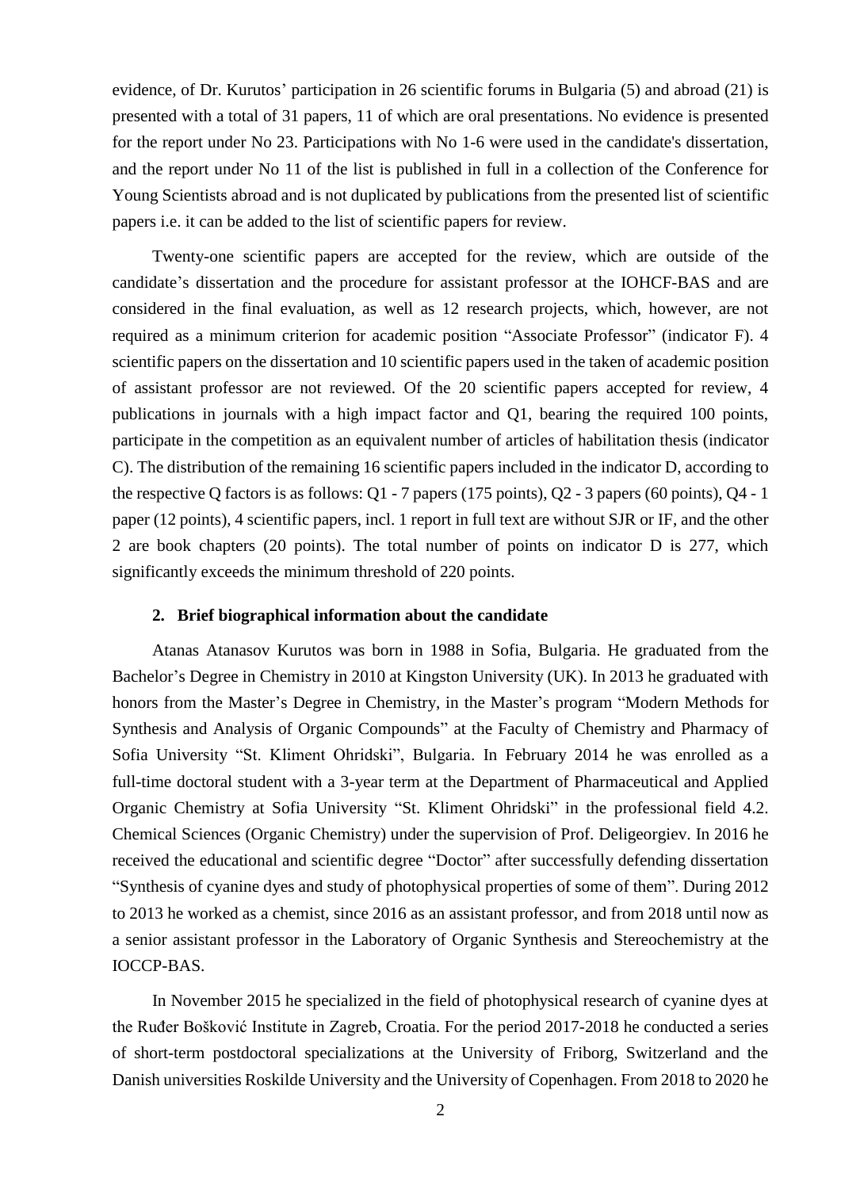evidence, of Dr. Kurutos' participation in 26 scientific forums in Bulgaria (5) and abroad (21) is presented with a total of 31 papers, 11 of which are oral presentations. No evidence is presented for the report under No 23. Participations with No 1-6 were used in the candidate's dissertation, and the report under No 11 of the list is published in full in a collection of the Conference for Young Scientists abroad and is not duplicated by publications from the presented list of scientific papers i.e. it can be added to the list of scientific papers for review.

Twenty-one scientific papers are accepted for the review, which are outside of the candidate's dissertation and the procedure for assistant professor at the IOHCF-BAS and are considered in the final evaluation, as well as 12 research projects, which, however, are not required as a minimum criterion for academic position "Associate Professor" (indicator F). 4 scientific papers on the dissertation and 10 scientific papers used in the taken of academic position of assistant professor are not reviewed. Of the 20 scientific papers accepted for review, 4 publications in journals with a high impact factor and Q1, bearing the required 100 points, participate in the competition as an equivalent number of articles of habilitation thesis (indicator C). The distribution of the remaining 16 scientific papers included in the indicator D, according to the respective Q factors is as follows: Q1 - 7 papers (175 points), Q2 - 3 papers (60 points), Q4 - 1 paper (12 points), 4 scientific papers, incl. 1 report in full text are without SJR or IF, and the other 2 are book chapters (20 points). The total number of points on indicator D is 277, which significantly exceeds the minimum threshold of 220 points.

## 2. Brief biographical information about the candidate

Atanas Atanasov Kurutos was born in 1988 in Sofia, Bulgaria. He graduated from the Bachelor's Degree in Chemistry in 2010 at Kingston University (UK). In 2013 he graduated with honors from the Master's Degree in Chemistry, in the Master's program "Modern Methods for Synthesis and Analysis of Organic Compounds" at the Faculty of Chemistry and Pharmacy of Sofia University "St. Kliment Ohridski", Bulgaria. In February 2014 he was enrolled as a full-time doctoral student with a 3-year term at the Department of Pharmaceutical and Applied Organic Chemistry at Sofia University "St. Kliment Ohridski" in the professional field 4.2. Chemical Sciences (Organic Chemistry) under the supervision of Prof. Deligeorgiev. In 2016 he received the educational and scientific degree "Doctor" after successfully defending dissertation "Synthesis of cyanine dyes and study of photophysical properties of some of them". During 2012 to 2013 he worked as a chemist, since 2016 as an assistant professor, and from 2018 until now as a senior assistant professor in the Laboratory of Organic Synthesis and Stereochemistry at the IOCCP-BAS.

In November 2015 he specialized in the field of photophysical research of cyanine dyes at the Ruđer Bošković Institute in Zagreb, Croatia. For the period 2017-2018 he conducted a series of short-term postdoctoral specializations at the University of Friborg, Switzerland and the Danish universities Roskilde University and the University of Copenhagen. From 2018 to 2020 he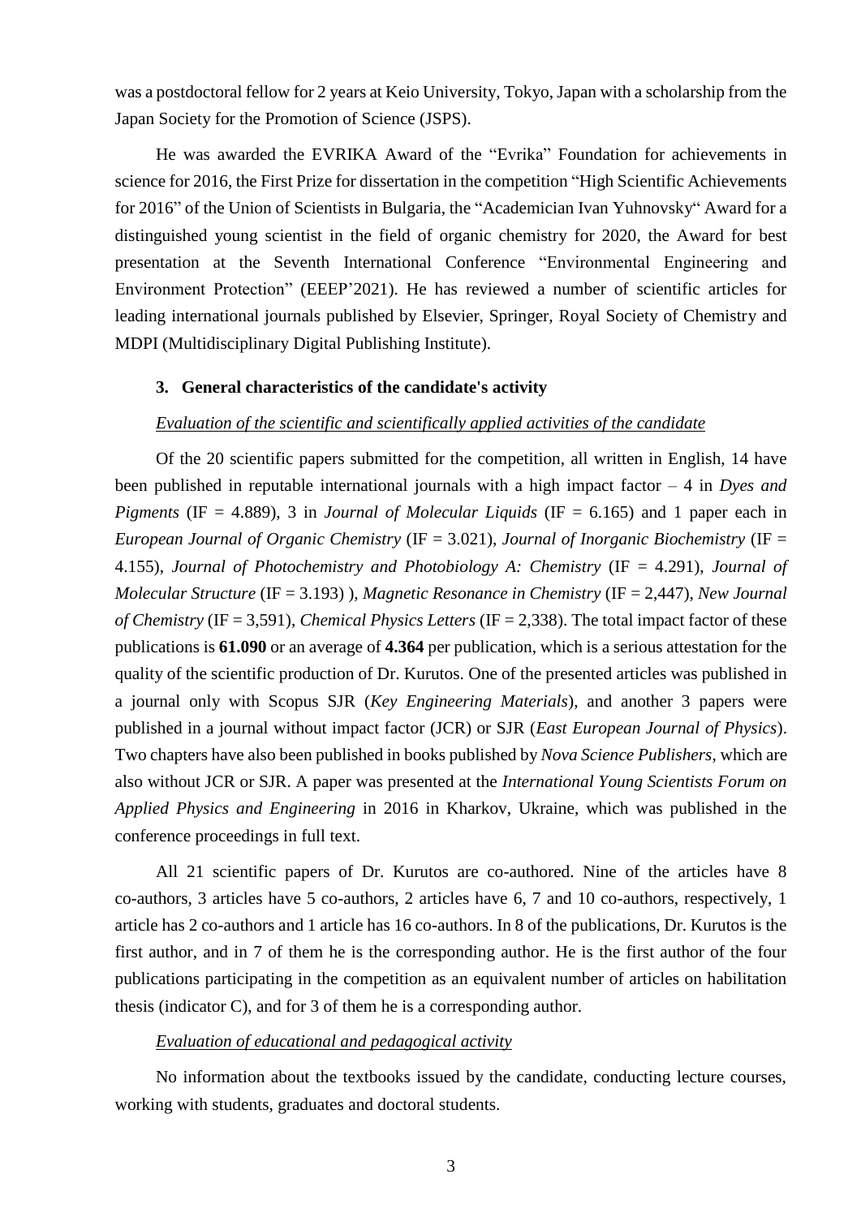was a postdoctoral fellow for 2 years at Keio University, Tokyo, Japan with a scholarship from the Japan Society for the Promotion of Science (JSPS).

He was awarded the EVRIKA Award of the "Evrika" Foundation for achievements in science for 2016, the First Prize for dissertation in the competition "High Scientific Achievements for 2016" of the Union of Scientists in Bulgaria, the "Academician Ivan Yuhnovsky" Award for a distinguished young scientist in the field of organic chemistry for 2020, the Award for best presentation at the Seventh International Conference "Environmental Engineering and Environment Protection" (EEEP'2021). He has reviewed a number of scientific articles for leading international journals published by Elsevier, Springer, Royal Society of Chemistry and MDPI (Multidisciplinary Digital Publishing Institute).

### 3. General characteristics of the candidate's activity

*Evaluation of the scientific and scientifically applied activities of the candidate*

Of the 20 scientific papers submitted for the competition, all written in English, 14 have been published in reputable international journals with a high impact factor – 4 in *Dyes and Pigments* (IF = 4.889), 3 in *Journal of Molecular Liquids* (IF = 6.165) and 1 paper each in *European Journal of Organic Chemistry* (IF = 3.021), *Journal of Inorganic Biochemistry* (IF = 4.155), *Journal of Photochemistry and Photobiology A: Chemistry* (IF = 4.291), *Journal of Molecular Structure* (IF = 3.193) ), *Magnetic Resonance in Chemistry* (IF = 2,447), *New Journal of Chemistry* (IF = 3,591), *Chemical Physics Letters* (IF = 2,338). The total impact factor of these publications is **61.090** or an average of **4.364** per publication, which is a serious attestation for the quality of the scientific production of Dr. Kurutos. One of the presented articles was published in a journal only with Scopus SJR (*Key Engineering Materials*), and another 3 papers were published in a journal without impact factor (JCR) or SJR (*East European Journal of Physics*). Two chapters have also been published in books published by *Nova Science Publishers*, which are also without JCR or SJR. A paper was presented at the *International Young Scientists Forum on Applied Physics and Engineering* in 2016 in Kharkov, Ukraine, which was published in the conference proceedings in full text.

All 21 scientific papers of Dr. Kurutos are co-authored. Nine of the articles have 8 co-authors, 3 articles have 5 co-authors, 2 articles have 6, 7 and 10 co-authors, respectively, 1 article has 2 co-authors and 1 article has 16 co-authors. In 8 of the publications, Dr. Kurutos is the first author, and in 7 of them he is the corresponding author. He is the first author of the four publications participating in the competition as an equivalent number of articles on habilitation thesis (indicator C), and for 3 of them he is a corresponding author.

*Evaluation of educational and pedagogical activity*

No information about the textbooks issued by the candidate, conducting lecture courses, working with students, graduates and doctoral students.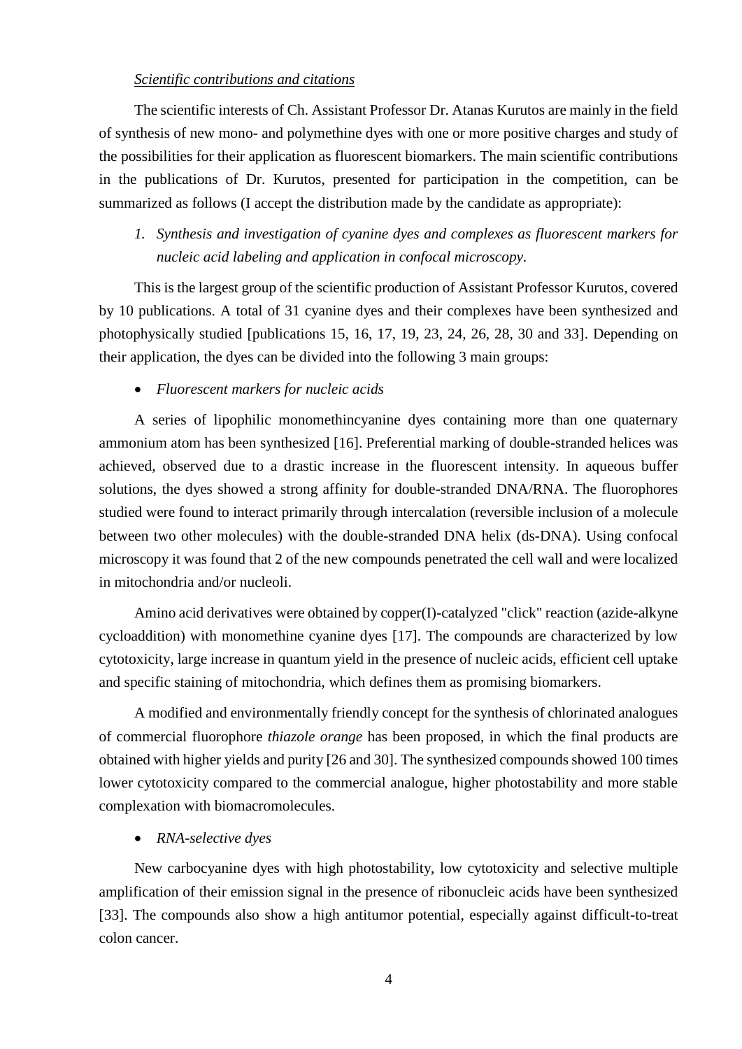*Scientific contributions and citations*

The scientific interests of Ch. Assistant Professor Dr. Atanas Kurutos are mainly in the field of synthesis of new mono- and polymethine dyes with one or more positive charges and study of the possibilities for their application as fluorescent biomarkers. The main scientific contributions in the publications of Dr. Kurutos, presented for participation in the competition, can be summarized as follows (I accept the distribution made by the candidate as appropriate):

1. *Synthesis and investigation of cyanine dyes and complexes as fluorescent markers for nucleic acid labeling and application in confocal microscopy.*

This is the largest group of the scientific production of Assistant Professor Kurutos, covered by 10 publications. A total of 31 cyanine dyes and their complexes have been synthesized and photophysically studied [publications 15, 16, 17, 19, 23, 24, 26, 28, 30 and 33]. Depending on their application, the dyes can be divided into the following 3 main groups:

- *Fluorescent markers for nucleic acids*

A series of lipophilic monomethincyanine dyes containing more than one quaternary ammonium atom has been synthesized [16]. Preferential marking of double-stranded helices was achieved, observed due to a drastic increase in the fluorescent intensity. In aqueous buffer solutions, the dyes showed a strong affinity for double-stranded DNA/RNA. The fluorophores studied were found to interact primarily through intercalation (reversible inclusion of a molecule between two other molecules) with the double-stranded DNA helix (ds-DNA). Using confocal microscopy it was found that 2 of the new compounds penetrated the cell wall and were localized in mitochondria and/or nucleoli.

Amino acid derivatives were obtained by copper(I)-catalyzed "click" reaction (azide-alkyne cycloaddition) with monomethine cyanine dyes [17]. The compounds are characterized by low cytotoxicity, large increase in quantum yield in the presence of nucleic acids, efficient cell uptake and specific staining of mitochondria, which defines them as promising biomarkers.

A modified and environmentally friendly concept for the synthesis of chlorinated analogues of commercial fluorophore *thiazole orange* has been proposed, in which the final products are obtained with higher yields and purity [26 and 30]. The synthesized compounds showed 100 times lower cytotoxicity compared to the commercial analogue, higher photostability and more stable complexation with biomacromolecules.

- *RNA-selective dyes*

New carbocyanine dyes with high photostability, low cytotoxicity and selective multiple amplification of their emission signal in the presence of ribonucleic acids have been synthesized [33]. The compounds also show a high antitumor potential, especially against difficult-to-treat colon cancer.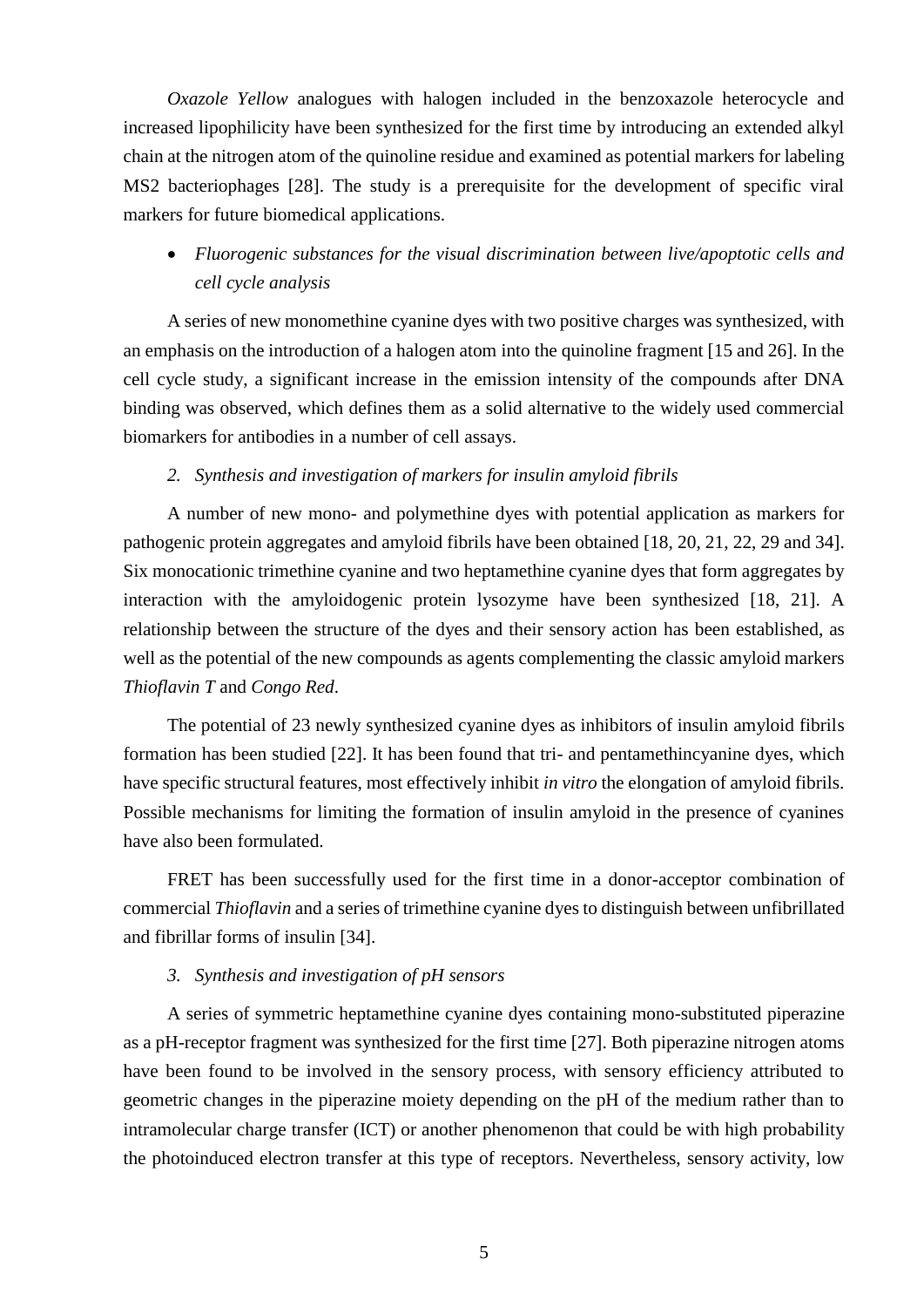*Oxazole Yellow* analogues with halogen included in the benzoxazole heterocycle and increased lipophilicity have been synthesized for the first time by introducing an extended alkyl chain at the nitrogen atom of the quinoline residue and examined as potential markers for labeling MS2 bacteriophages [28]. The study is a prerequisite for the development of specific viral markers for future biomedical applications.

- *Fluorogenic substances for the visual discrimination between live/apoptotic cells and cell cycle analysis*

A series of new monomethine cyanine dyes with two positive charges was synthesized, with an emphasis on the introduction of a halogen atom into the quinoline fragment [15 and 26]. In the cell cycle study, a significant increase in the emission intensity of the compounds after DNA binding was observed, which defines them as a solid alternative to the widely used commercial biomarkers for antibodies in a number of cell assays.

*2. Synthesis and investigation of markers for insulin amyloid fibrils*

A number of new mono- and polymethine dyes with potential application as markers for pathogenic protein aggregates and amyloid fibrils have been obtained [18, 20, 21, 22, 29 and 34]. Six monocationic trimethine cyanine and two heptamethine cyanine dyes that form aggregates by interaction with the amyloidogenic protein lysozyme have been synthesized [18, 21]. A relationship between the structure of the dyes and their sensory action has been established, as well as the potential of the new compounds as agents complementing the classic amyloid markers *Thioflavin T* and *Congo Red*.

The potential of 23 newly synthesized cyanine dyes as inhibitors of insulin amyloid fibrils formation has been studied [22]. It has been found that tri- and pentamethincyanine dyes, which have specific structural features, most effectively inhibit *in vitro* the elongation of amyloid fibrils. Possible mechanisms for limiting the formation of insulin amyloid in the presence of cyanines have also been formulated.

FRET has been successfully used for the first time in a donor-acceptor combination of commercial *Thioflavin* and a series of trimethine cyanine dyes to distinguish between unfibrillated and fibrillar forms of insulin [34].

*3. Synthesis and investigation of pH sensors*

A series of symmetric heptamethine cyanine dyes containing mono-substituted piperazine as a pH-receptor fragment was synthesized for the first time [27]. Both piperazine nitrogen atoms have been found to be involved in the sensory process, with sensory efficiency attributed to geometric changes in the piperazine moiety depending on the pH of the medium rather than to intramolecular charge transfer (ICT) or another phenomenon that could be with high probability the photoinduced electron transfer at this type of receptors. Nevertheless, sensory activity, low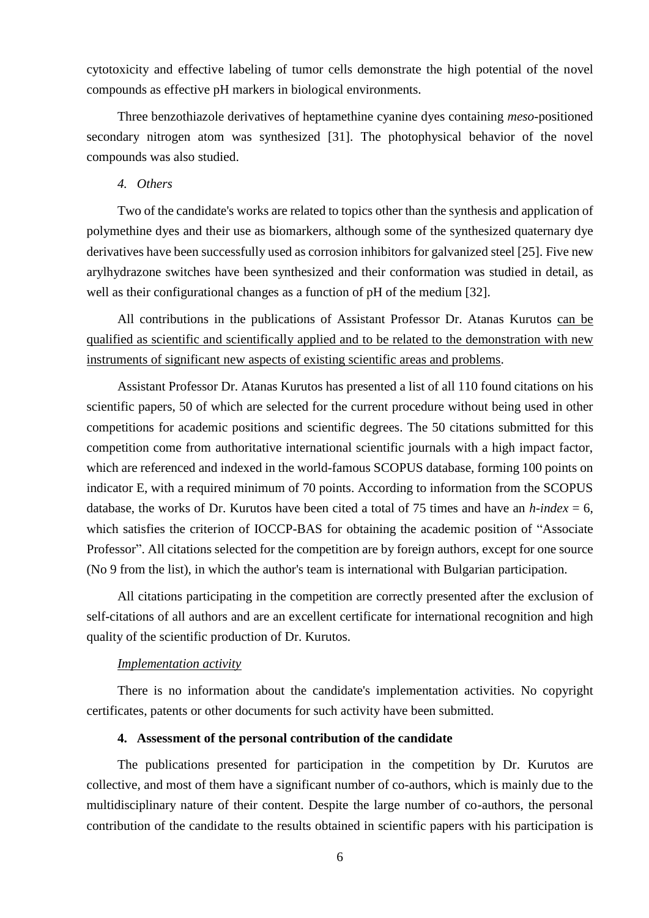cytotoxicity and effective labeling of tumor cells demonstrate the high potential of the novel compounds as effective pH markers in biological environments.

Three benzothiazole derivatives of heptamethine cyanine dyes containing *meso*-positioned secondary nitrogen atom was synthesized [31]. The photophysical behavior of the novel compounds was also studied.

*4. Others*

Two of the candidate's works are related to topics other than the synthesis and application of polymethine dyes and their use as biomarkers, although some of the synthesized quaternary dye derivatives have been successfully used as corrosion inhibitors for galvanized steel [25]. Five new arylhydrazone switches have been synthesized and their conformation was studied in detail, as well as their configurational changes as a function of pH of the medium [32].

All contributions in the publications of Assistant Professor Dr. Atanas Kurutos can be qualified as scientific and scientifically applied and to be related to the demonstration with new instruments of significant new aspects of existing scientific areas and problems.

Assistant Professor Dr. Atanas Kurutos has presented a list of all 110 found citations on his scientific papers, 50 of which are selected for the current procedure without being used in other competitions for academic positions and scientific degrees. The 50 citations submitted for this competition come from authoritative international scientific journals with a high impact factor, which are referenced and indexed in the world-famous SCOPUS database, forming 100 points on indicator E, with a required minimum of 70 points. According to information from the SCOPUS database, the works of Dr. Kurutos have been cited a total of 75 times and have an *h-index* = 6, which satisfies the criterion of IOCCP-BAS for obtaining the academic position of "Associate Professor". All citations selected for the competition are by foreign authors, except for one source (No 9 from the list), in which the author's team is international with Bulgarian participation.

All citations participating in the competition are correctly presented after the exclusion of self-citations of all authors and are an excellent certificate for international recognition and high quality of the scientific production of Dr. Kurutos.

*Implementation activity*

There is no information about the candidate's implementation activities. No copyright certificates, patents or other documents for such activity have been submitted.

**4. Assessment of the personal contribution of the candidate**

The publications presented for participation in the competition by Dr. Kurutos are collective, and most of them have a significant number of co-authors, which is mainly due to the multidisciplinary nature of their content. Despite the large number of co-authors, the personal contribution of the candidate to the results obtained in scientific papers with his participation is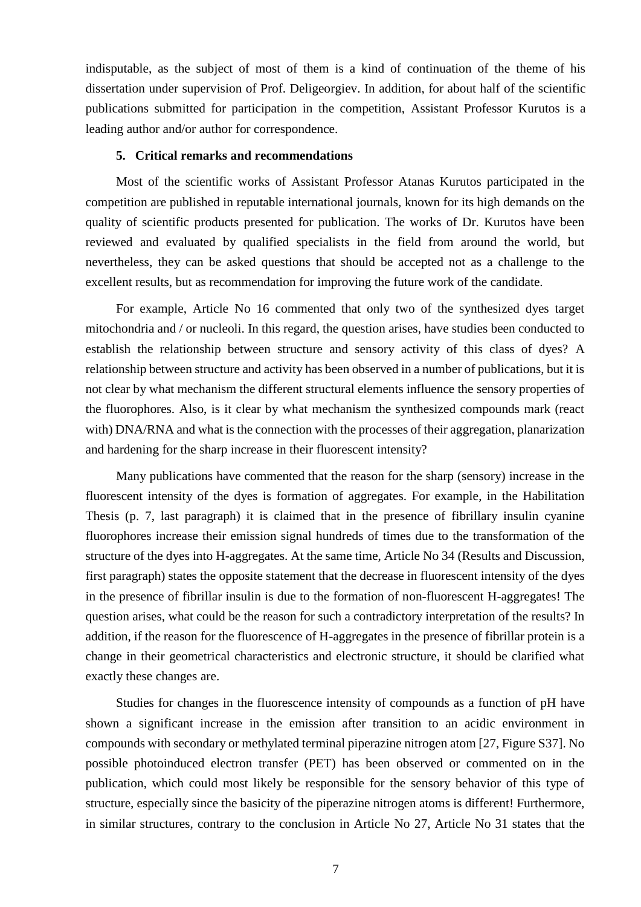indisputable, as the subject of most of them is a kind of continuation of the theme of his dissertation under supervision of Prof. Deligeorgiev. In addition, for about half of the scientific publications submitted for participation in the competition, Assistant Professor Kurutos is a leading author and/or author for correspondence.

## 5. Critical remarks and recommendations

Most of the scientific works of Assistant Professor Atanas Kurutos participated in the competition are published in reputable international journals, known for its high demands on the quality of scientific products presented for publication. The works of Dr. Kurutos have been reviewed and evaluated by qualified specialists in the field from around the world, but nevertheless, they can be asked questions that should be accepted not as a challenge to the excellent results, but as recommendation for improving the future work of the candidate.

For example, Article No 16 commented that only two of the synthesized dyes target mitochondria and / or nucleoli. In this regard, the question arises, have studies been conducted to establish the relationship between structure and sensory activity of this class of dyes? A relationship between structure and activity has been observed in a number of publications, but it is not clear by what mechanism the different structural elements influence the sensory properties of the fluorophores. Also, is it clear by what mechanism the synthesized compounds mark (react with) DNA/RNA and what is the connection with the processes of their aggregation, planarization and hardening for the sharp increase in their fluorescent intensity?

Many publications have commented that the reason for the sharp (sensory) increase in the fluorescent intensity of the dyes is formation of aggregates. For example, in the Habilitation Thesis (p. 7, last paragraph) it is claimed that in the presence of fibrillary insulin cyanine fluorophores increase their emission signal hundreds of times due to the transformation of the structure of the dyes into H-aggregates. At the same time, Article No 34 (Results and Discussion, first paragraph) states the opposite statement that the decrease in fluorescent intensity of the dyes in the presence of fibrillar insulin is due to the formation of non-fluorescent H-aggregates! The question arises, what could be the reason for such a contradictory interpretation of the results? In addition, if the reason for the fluorescence of H-aggregates in the presence of fibrillar protein is a change in their geometrical characteristics and electronic structure, it should be clarified what exactly these changes are.

Studies for changes in the fluorescence intensity of compounds as a function of pH have shown a significant increase in the emission after transition to an acidic environment in compounds with secondary or methylated terminal piperazine nitrogen atom [27, Figure S37]. No possible photoinduced electron transfer (PET) has been observed or commented on in the publication, which could most likely be responsible for the sensory behavior of this type of structure, especially since the basicity of the piperazine nitrogen atoms is different! Furthermore, in similar structures, contrary to the conclusion in Article No 27, Article No 31 states that the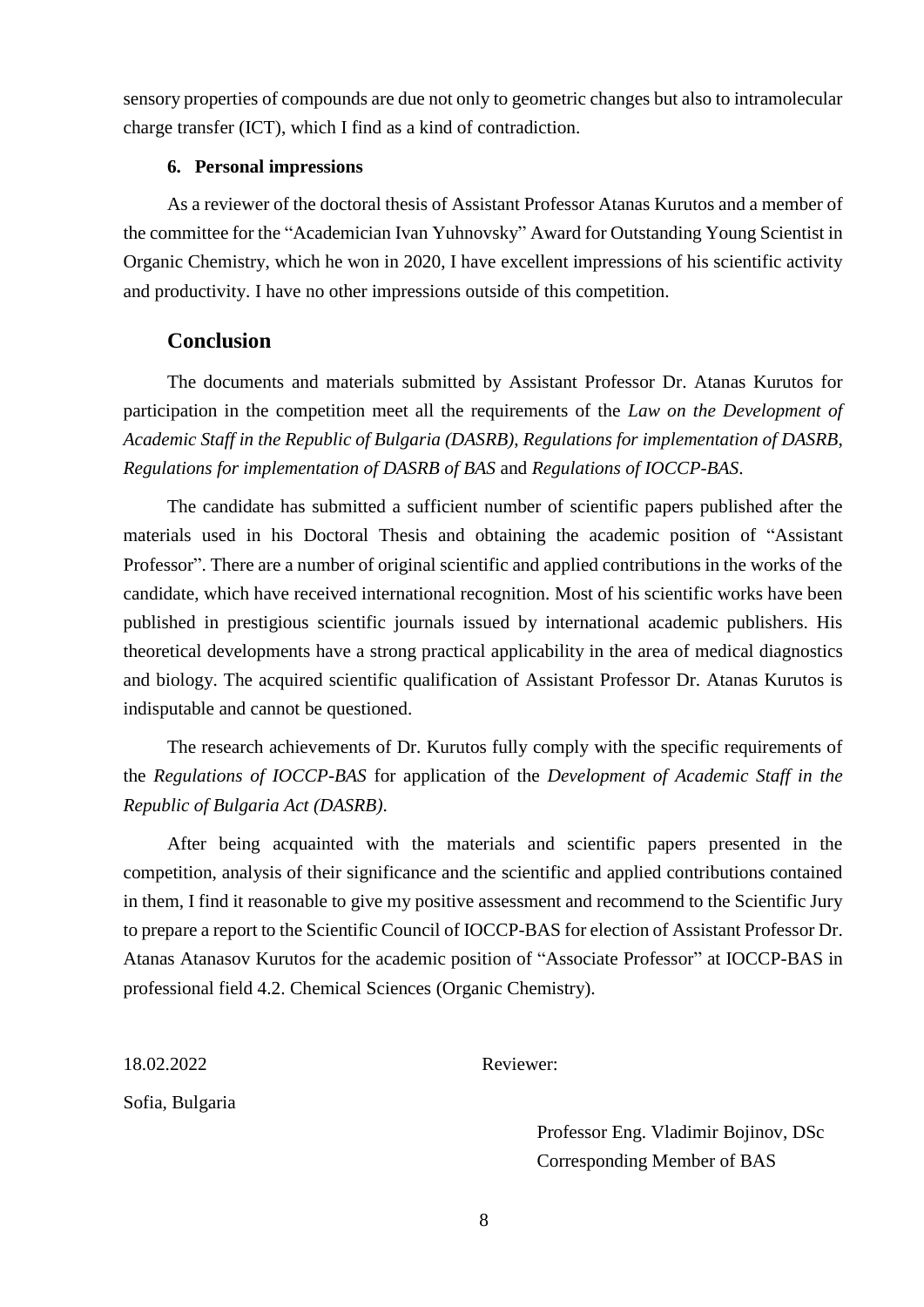sensory properties of compounds are due not only to geometric changes but also to intramolecular charge transfer (ICT), which I find as a kind of contradiction.

### 6. Personal impressions

As a reviewer of the doctoral thesis of Assistant Professor Atanas Kurutos and a member of the committee for the "Academician Ivan Yuhnovsky" Award for Outstanding Young Scientist in Organic Chemistry, which he won in 2020, I have excellent impressions of his scientific activity and productivity. I have no other impressions outside of this competition.

## Conclusion

The documents and materials submitted by Assistant Professor Dr. Atanas Kurutos for participation in the competition meet all the requirements of the *Law on the Development of Academic Staff in the Republic of Bulgaria (DASRB)*, *Regulations for implementation of DASRB*, *Regulations for implementation of DASRB of BAS* and *Regulations of IOCCP-BAS*.

The candidate has submitted a sufficient number of scientific papers published after the materials used in his Doctoral Thesis and obtaining the academic position of "Assistant Professor". There are a number of original scientific and applied contributions in the works of the candidate, which have received international recognition. Most of his scientific works have been published in prestigious scientific journals issued by international academic publishers. His theoretical developments have a strong practical applicability in the area of medical diagnostics and biology. The acquired scientific qualification of Assistant Professor Dr. Atanas Kurutos is indisputable and cannot be questioned.

The research achievements of Dr. Kurutos fully comply with the specific requirements of the *Regulations of IOCCP-BAS* for application of the *Development of Academic Staff in the Republic of Bulgaria Act (DASRB)*.

After being acquainted with the materials and scientific papers presented in the competition, analysis of their significance and the scientific and applied contributions contained in them, I find it reasonable to give my positive assessment and recommend to the Scientific Jury to prepare a report to the Scientific Council of IOCCP-BAS for election of Assistant Professor Dr. Atanas Atanasov Kurutos for the academic position of "Associate Professor" at IOCCP-BAS in professional field 4.2. Chemical Sciences (Organic Chemistry).

18.02.2022

Sofia, Bulgaria

Reviewer:

Professor Eng. Vladimir Bojinov, DSc
Corresponding Member of BAS